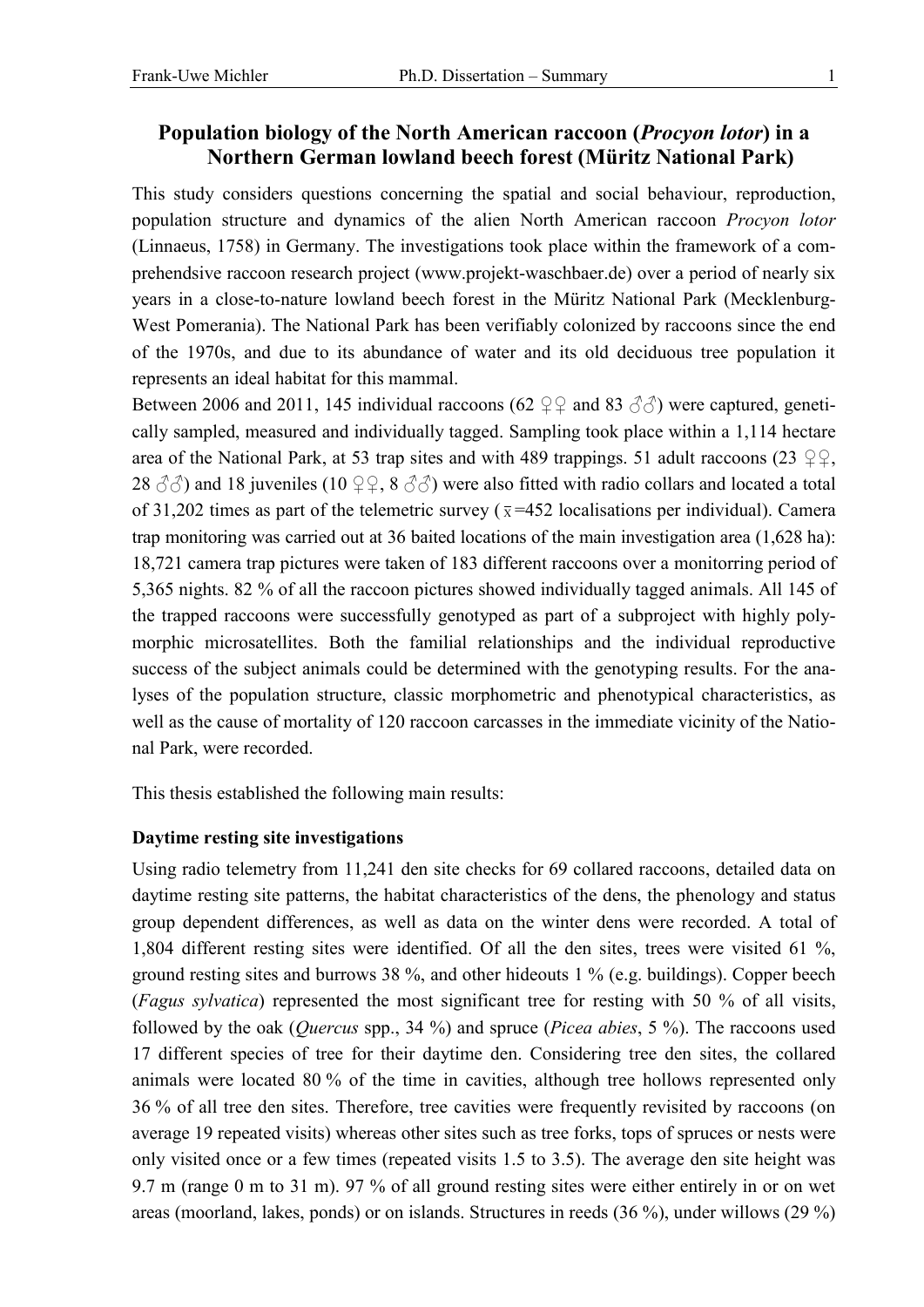## Population biology of the North American raccoon (*Procyon lotor*) in a Northern German lowland beech forest (Müritz National Park)

This study considers questions concerning the spatial and social behaviour, reproduction, population structure and dynamics of the alien North American raccoon *Procyon lotor* (Linnaeus, 1758) in Germany. The investigations took place within the framework of a comprehensive raccoon research project (www.projekt-waschbaer.de) over a period of nearly six years in a close-to-nature lowland beech forest in the Müritz National Park (Mecklenburg-West Pomerania). The National Park has been verifiably colonized by raccoons since the end of the 1970s, and due to its abundance of water and its old deciduous tree population it represents an ideal habitat for this mammal.

Between 2006 and 2011, 145 individual raccoons (62 ♀♀ and 83 ♂♂) were captured, genetically sampled, measured and individually tagged. Sampling took place within a 1,114 hectare area of the National Park, at 53 trap sites and with 489 trappings. 51 adult raccoons (23 ♀♀, 28 ♂♂) and 18 juveniles (10 ♀♀, 8 ♂♂) were also fitted with radio collars and located a total of 31,202 times as part of the telemetric survey ($\bar{x}$=452 localisations per individual). Camera trap monitoring was carried out at 36 baited locations of the main investigation area (1,628 ha): 18,721 camera trap pictures were taken of 183 different raccoons over a monitorring period of 5,365 nights. 82 % of all the raccoon pictures showed individually tagged animals. All 145 of the trapped raccoons were successfully genotyped as part of a subproject with highly polymorphic microsatellites. Both the familial relationships and the individual reproductive success of the subject animals could be determined with the genotyping results. For the analyses of the population structure, classic morphometric and phenotypical characteristics, as well as the cause of mortality of 120 raccoon carcasses in the immediate vicinity of the National Park, were recorded.

This thesis established the following main results:

**Daytime resting site investigations**

Using radio telemetry from 11,241 den site checks for 69 collared raccoons, detailed data on daytime resting site patterns, the habitat characteristics of the dens, the phenology and status group dependent differences, as well as data on the winter dens were recorded. A total of 1,804 different resting sites were identified. Of all the den sites, trees were visited 61 %, ground resting sites and burrows 38 %, and other hideouts 1 % (e.g. buildings). Copper beech (*Fagus sylvatica*) represented the most significant tree for resting with 50 % of all visits, followed by the oak (*Quercus* spp., 34 %) and spruce (*Picea abies*, 5 %). The raccoons used 17 different species of tree for their daytime den. Considering tree den sites, the collared animals were located 80 % of the time in cavities, although tree hollows represented only 36 % of all tree den sites. Therefore, tree cavities were frequently revisited by raccoons (on average 19 repeated visits) whereas other sites such as tree forks, tops of spruces or nests were only visited once or a few times (repeated visits 1.5 to 3.5). The average den site height was 9.7 m (range 0 m to 31 m). 97 % of all ground resting sites were either entirely in or on wet areas (moorland, lakes, ponds) or on islands. Structures in reeds (36 %), under willows (29 %)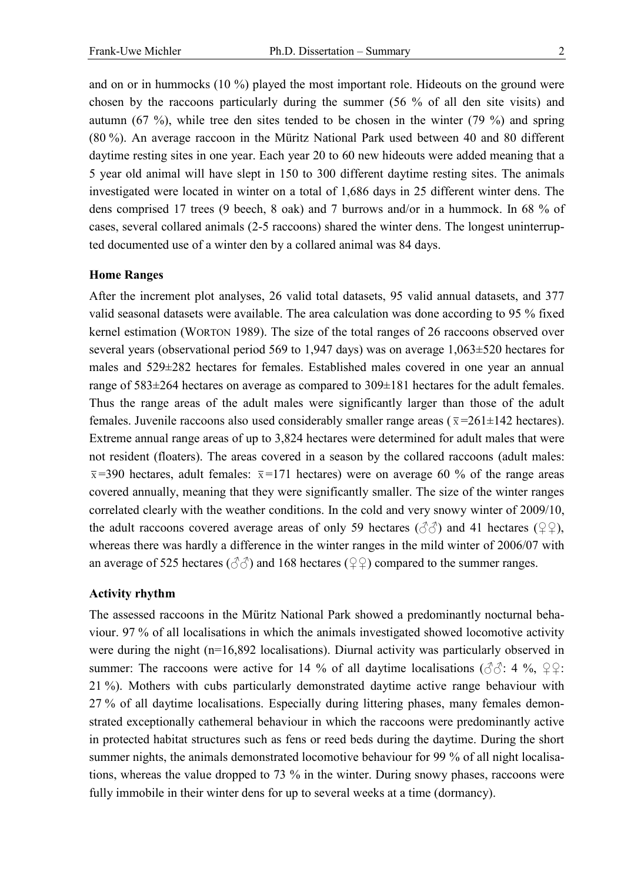and on or in hummocks (10 %) played the most important role. Hideouts on the ground were chosen by the raccoons particularly during the summer (56 % of all den site visits) and autumn (67 %), while tree den sites tended to be chosen in the winter (79 %) and spring (80 %). An average raccoon in the Müritz National Park used between 40 and 80 different daytime resting sites in one year. Each year 20 to 60 new hideouts were added meaning that a 5 year old animal will have slept in 150 to 300 different daytime resting sites. The animals investigated were located in winter on a total of 1,686 days in 25 different winter dens. The dens comprised 17 trees (9 beech, 8 oak) and 7 burrows and/or in a hummock. In 68 % of cases, several collared animals (2-5 raccoons) shared the winter dens. The longest uninterrupted documented use of a winter den by a collared animal was 84 days.

**Home Ranges**

After the increment plot analyses, 26 valid total datasets, 95 valid annual datasets, and 377 valid seasonal datasets were available. The area calculation was done according to 95 % fixed kernel estimation (WORTON 1989). The size of the total ranges of 26 raccoons observed over several years (observational period 569 to 1,947 days) was on average 1,063±520 hectares for males and 529±282 hectares for females. Established males covered in one year an annual range of 583±264 hectares on average as compared to 309±181 hectares for the adult females. Thus the range areas of the adult males were significantly larger than those of the adult females. Juvenile raccoons also used considerably smaller range areas ($\bar{x}$=261±142 hectares). Extreme annual range areas of up to 3,824 hectares were determined for adult males that were not resident (floaters). The areas covered in a season by the collared raccoons (adult males: $\bar{x}$=390 hectares, adult females: $\bar{x}$=171 hectares) were on average 60 % of the range areas covered annually, meaning that they were significantly smaller. The size of the winter ranges correlated clearly with the weather conditions. In the cold and very snowy winter of 2009/10, the adult raccoons covered average areas of only 59 hectares (♂♂) and 41 hectares (♀♀), whereas there was hardly a difference in the winter ranges in the mild winter of 2006/07 with an average of 525 hectares (♂♂) and 168 hectares (♀♀) compared to the summer ranges.

**Activity rhythm**

The assessed raccoons in the Müritz National Park showed a predominantly nocturnal behaviour. 97 % of all localisations in which the animals investigated showed locomotive activity were during the night (n=16,892 localisations). Diurnal activity was particularly observed in summer: The raccoons were active for 14 % of all daytime localisations (♂♂: 4 %, ♀♀: 21 %). Mothers with cubs particularly demonstrated daytime active range behaviour with 27 % of all daytime localisations. Especially during littering phases, many females demonstrated exceptionally cathemeral behaviour in which the raccoons were predominantly active in protected habitat structures such as fens or reed beds during the daytime. During the short summer nights, the animals demonstrated locomotive behaviour for 99 % of all night localisations, whereas the value dropped to 73 % in the winter. During snowy phases, raccoons were fully immobile in their winter dens for up to several weeks at a time (dormancy).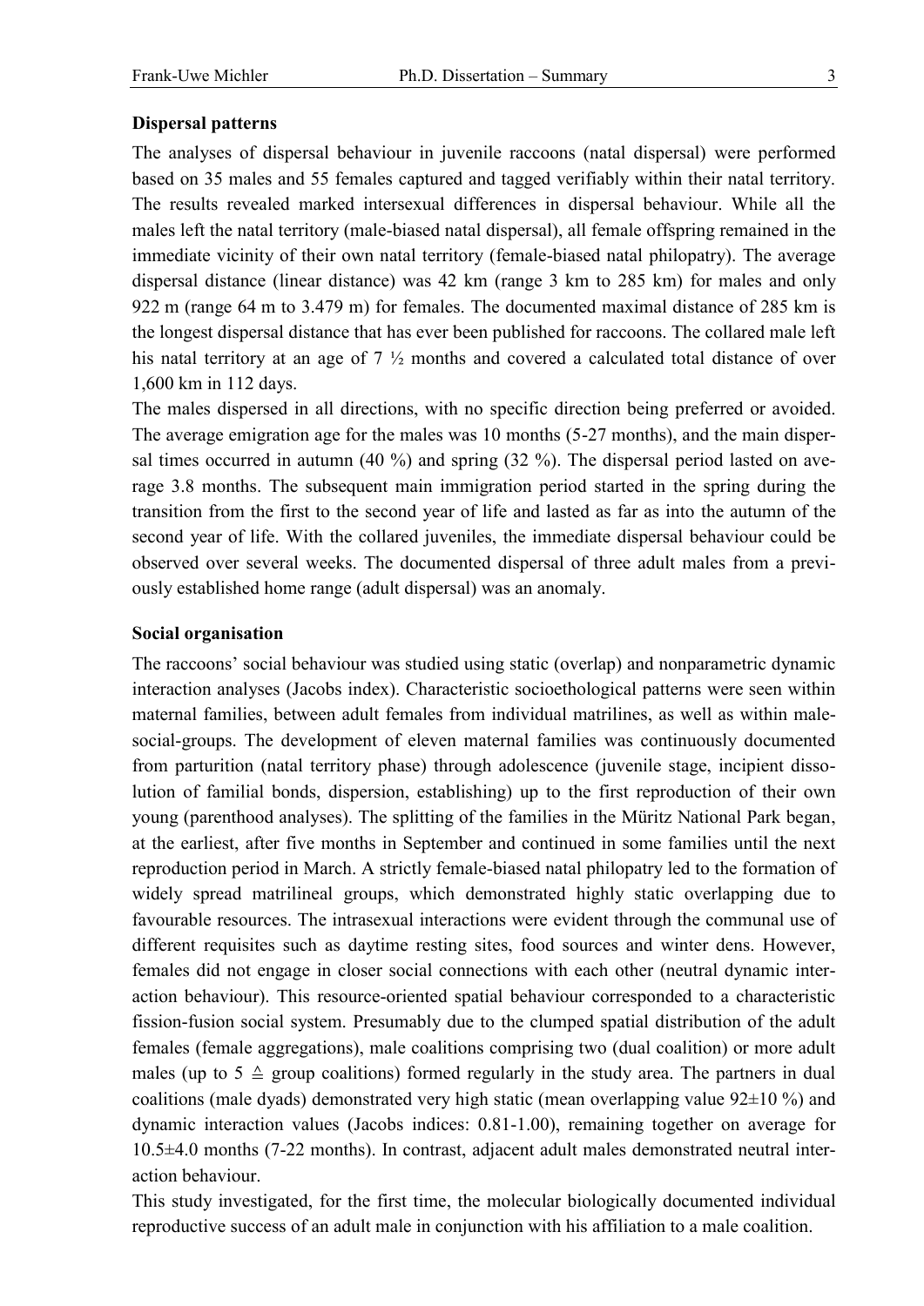### Dispersal patterns

The analyses of dispersal behaviour in juvenile raccoons (natal dispersal) were performed based on 35 males and 55 females captured and tagged verifiably within their natal territory. The results revealed marked intersexual differences in dispersal behaviour. While all the males left the natal territory (male-biased natal dispersal), all female offspring remained in the immediate vicinity of their own natal territory (female-biased natal philopatry). The average dispersal distance (linear distance) was 42 km (range 3 km to 285 km) for males and only 922 m (range 64 m to 3.479 m) for females. The documented maximal distance of 285 km is the longest dispersal distance that has ever been published for raccoons. The collared male left his natal territory at an age of 7 ½ months and covered a calculated total distance of over 1,600 km in 112 days.

The males dispersed in all directions, with no specific direction being preferred or avoided. The average emigration age for the males was 10 months (5-27 months), and the main dispersal times occurred in autumn (40 %) and spring (32 %). The dispersal period lasted on average 3.8 months. The subsequent main immigration period started in the spring during the transition from the first to the second year of life and lasted as far as into the autumn of the second year of life. With the collared juveniles, the immediate dispersal behaviour could be observed over several weeks. The documented dispersal of three adult males from a previously established home range (adult dispersal) was an anomaly.

### Social organisation

The raccoons' social behaviour was studied using static (overlap) and nonparametric dynamic interaction analyses (Jacobs index). Characteristic socioethological patterns were seen within maternal families, between adult females from individual matrilines, as well as within male-social-groups. The development of eleven maternal families was continuously documented from parturition (natal territory phase) through adolescence (juvenile stage, incipient dissolution of familial bonds, dispersion, establishing) up to the first reproduction of their own young (parenthood analyses). The splitting of the families in the Müritz National Park began, at the earliest, after five months in September and continued in some families until the next reproduction period in March. A strictly female-biased natal philopatry led to the formation of widely spread matrilineal groups, which demonstrated highly static overlapping due to favourable resources. The intrasexual interactions were evident through the communal use of different requisites such as daytime resting sites, food sources and winter dens. However, females did not engage in closer social connections with each other (neutral dynamic interaction behaviour). This resource-oriented spatial behaviour corresponded to a characteristic fission-fusion social system. Presumably due to the clumped spatial distribution of the adult females (female aggregations), male coalitions comprising two (dual coalition) or more adult males (up to 5 ≙ group coalitions) formed regularly in the study area. The partners in dual coalitions (male dyads) demonstrated very high static (mean overlapping value 92±10 %) and dynamic interaction values (Jacobs indices: 0.81-1.00), remaining together on average for 10.5±4.0 months (7-22 months). In contrast, adjacent adult males demonstrated neutral interaction behaviour.

This study investigated, for the first time, the molecular biologically documented individual reproductive success of an adult male in conjunction with his affiliation to a male coalition.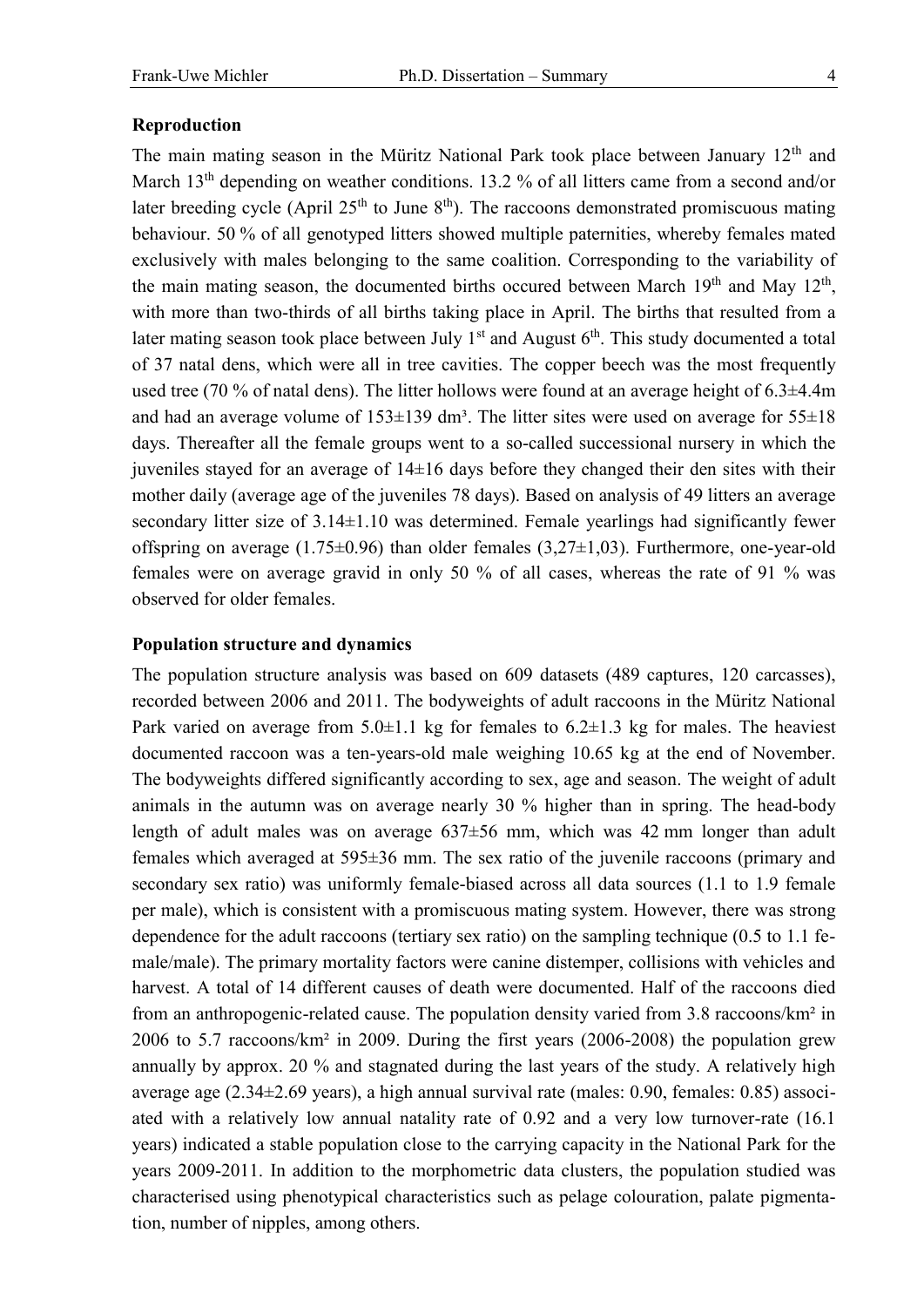### Reproduction

The main mating season in the Müritz National Park took place between January 12th and March 13th depending on weather conditions. 13.2 % of all litters came from a second and/or later breeding cycle (April 25th to June 8th). The raccoons demonstrated promiscuous mating behaviour. 50 % of all genotyped litters showed multiple paternities, whereby females mated exclusively with males belonging to the same coalition. Corresponding to the variability of the main mating season, the documented births occured between March 19th and May 12th, with more than two-thirds of all births taking place in April. The births that resulted from a later mating season took place between July 1st and August 6th. This study documented a total of 37 natal dens, which were all in tree cavities. The copper beech was the most frequently used tree (70 % of natal dens). The litter hollows were found at an average height of 6.3±4.4m and had an average volume of 153±139 dm³. The litter sites were used on average for 55±18 days. Thereafter all the female groups went to a so-called successional nursery in which the juveniles stayed for an average of 14±16 days before they changed their den sites with their mother daily (average age of the juveniles 78 days). Based on analysis of 49 litters an average secondary litter size of 3.14±1.10 was determined. Female yearlings had significantly fewer offspring on average (1.75±0.96) than older females (3,27±1,03). Furthermore, one-year-old females were on average gravid in only 50 % of all cases, whereas the rate of 91 % was observed for older females.

### Population structure and dynamics

The population structure analysis was based on 609 datasets (489 captures, 120 carcasses), recorded between 2006 and 2011. The bodyweights of adult raccoons in the Müritz National Park varied on average from 5.0±1.1 kg for females to 6.2±1.3 kg for males. The heaviest documented raccoon was a ten-years-old male weighing 10.65 kg at the end of November. The bodyweights differed significantly according to sex, age and season. The weight of adult animals in the autumn was on average nearly 30 % higher than in spring. The head-body length of adult males was on average 637±56 mm, which was 42 mm longer than adult females which averaged at 595±36 mm. The sex ratio of the juvenile raccoons (primary and secondary sex ratio) was uniformly female-biased across all data sources (1.1 to 1.9 female per male), which is consistent with a promiscuous mating system. However, there was strong dependence for the adult raccoons (tertiary sex ratio) on the sampling technique (0.5 to 1.1 female/male). The primary mortality factors were canine distemper, collisions with vehicles and harvest. A total of 14 different causes of death were documented. Half of the raccoons died from an anthropogenic-related cause. The population density varied from 3.8 raccoons/km² in 2006 to 5.7 raccoons/km² in 2009. During the first years (2006-2008) the population grew annually by approx. 20 % and stagnated during the last years of the study. A relatively high average age (2.34±2.69 years), a high annual survival rate (males: 0.90, females: 0.85) associated with a relatively low annual natality rate of 0.92 and a very low turnover-rate (16.1 years) indicated a stable population close to the carrying capacity in the National Park for the years 2009-2011. In addition to the morphometric data clusters, the population studied was characterised using phenotypical characteristics such as pelage colouration, palate pigmentation, number of nipples, among others.